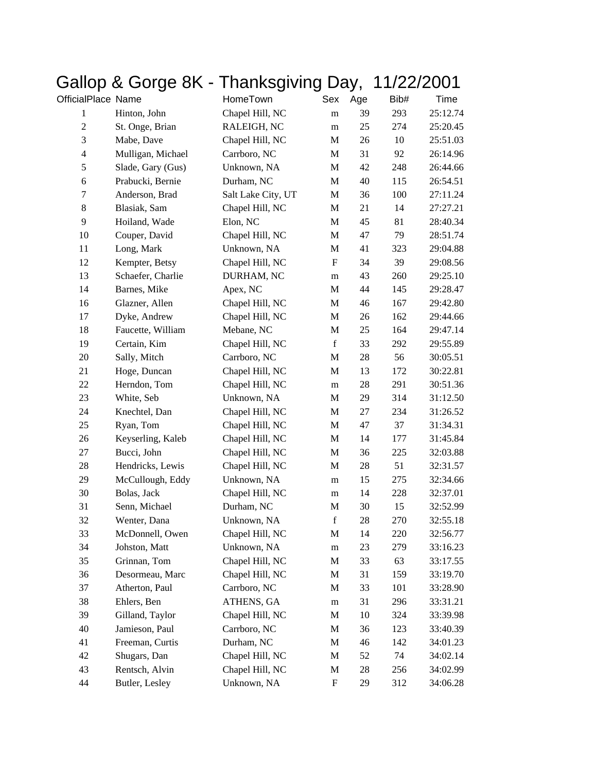# Gallop & Gorge 8K - Thanksgiving Day, 11/22/2001

| OfficialPlace | Name | HomeTown | Sex | Age | Bib# | Time |
|---|---|---|---|---|---|---|
| 1 | Hinton, John | Chapel Hill, NC | m | 39 | 293 | 25:12.74 |
| 2 | St. Onge, Brian | RALEIGH, NC | m | 25 | 274 | 25:20.45 |
| 3 | Mabe, Dave | Chapel Hill, NC | M | 26 | 10 | 25:51.03 |
| 4 | Mulligan, Michael | Carrboro, NC | M | 31 | 92 | 26:14.96 |
| 5 | Slade, Gary (Gus) | Unknown, NA | M | 42 | 248 | 26:44.66 |
| 6 | Prabucki, Bernie | Durham, NC | M | 40 | 115 | 26:54.51 |
| 7 | Anderson, Brad | Salt Lake City, UT | M | 36 | 100 | 27:11.24 |
| 8 | Blasiak, Sam | Chapel Hill, NC | M | 21 | 14 | 27:27.21 |
| 9 | Hoiland, Wade | Elon, NC | M | 45 | 81 | 28:40.34 |
| 10 | Couper, David | Chapel Hill, NC | M | 47 | 79 | 28:51.74 |
| 11 | Long, Mark | Unknown, NA | M | 41 | 323 | 29:04.88 |
| 12 | Kempter, Betsy | Chapel Hill, NC | F | 34 | 39 | 29:08.56 |
| 13 | Schaefer, Charlie | DURHAM, NC | m | 43 | 260 | 29:25.10 |
| 14 | Barnes, Mike | Apex, NC | M | 44 | 145 | 29:28.47 |
| 16 | Glazner, Allen | Chapel Hill, NC | M | 46 | 167 | 29:42.80 |
| 17 | Dyke, Andrew | Chapel Hill, NC | M | 26 | 162 | 29:44.66 |
| 18 | Faucette, William | Mebane, NC | M | 25 | 164 | 29:47.14 |
| 19 | Certain, Kim | Chapel Hill, NC | f | 33 | 292 | 29:55.89 |
| 20 | Sally, Mitch | Carrboro, NC | M | 28 | 56 | 30:05.51 |
| 21 | Hoge, Duncan | Chapel Hill, NC | M | 13 | 172 | 30:22.81 |
| 22 | Herndon, Tom | Chapel Hill, NC | m | 28 | 291 | 30:51.36 |
| 23 | White, Seb | Unknown, NA | M | 29 | 314 | 31:12.50 |
| 24 | Knechtel, Dan | Chapel Hill, NC | M | 27 | 234 | 31:26.52 |
| 25 | Ryan, Tom | Chapel Hill, NC | M | 47 | 37 | 31:34.31 |
| 26 | Keyserling, Kaleb | Chapel Hill, NC | M | 14 | 177 | 31:45.84 |
| 27 | Bucci, John | Chapel Hill, NC | M | 36 | 225 | 32:03.88 |
| 28 | Hendricks, Lewis | Chapel Hill, NC | M | 28 | 51 | 32:31.57 |
| 29 | McCullough, Eddy | Unknown, NA | m | 15 | 275 | 32:34.66 |
| 30 | Bolas, Jack | Chapel Hill, NC | m | 14 | 228 | 32:37.01 |
| 31 | Senn, Michael | Durham, NC | M | 30 | 15 | 32:52.99 |
| 32 | Wenter, Dana | Unknown, NA | f | 28 | 270 | 32:55.18 |
| 33 | McDonnell, Owen | Chapel Hill, NC | M | 14 | 220 | 32:56.77 |
| 34 | Johston, Matt | Unknown, NA | m | 23 | 279 | 33:16.23 |
| 35 | Grinnan, Tom | Chapel Hill, NC | M | 33 | 63 | 33:17.55 |
| 36 | Desormeau, Marc | Chapel Hill, NC | M | 31 | 159 | 33:19.70 |
| 37 | Atherton, Paul | Carrboro, NC | M | 33 | 101 | 33:28.90 |
| 38 | Ehlers, Ben | ATHENS, GA | m | 31 | 296 | 33:31.21 |
| 39 | Gilland, Taylor | Chapel Hill, NC | M | 10 | 324 | 33:39.98 |
| 40 | Jamieson, Paul | Carrboro, NC | M | 36 | 123 | 33:40.39 |
| 41 | Freeman, Curtis | Durham, NC | M | 46 | 142 | 34:01.23 |
| 42 | Shugars, Dan | Chapel Hill, NC | M | 52 | 74 | 34:02.14 |
| 43 | Rentsch, Alvin | Chapel Hill, NC | M | 28 | 256 | 34:02.99 |
| 44 | Butler, Lesley | Unknown, NA | F | 29 | 312 | 34:06.28 |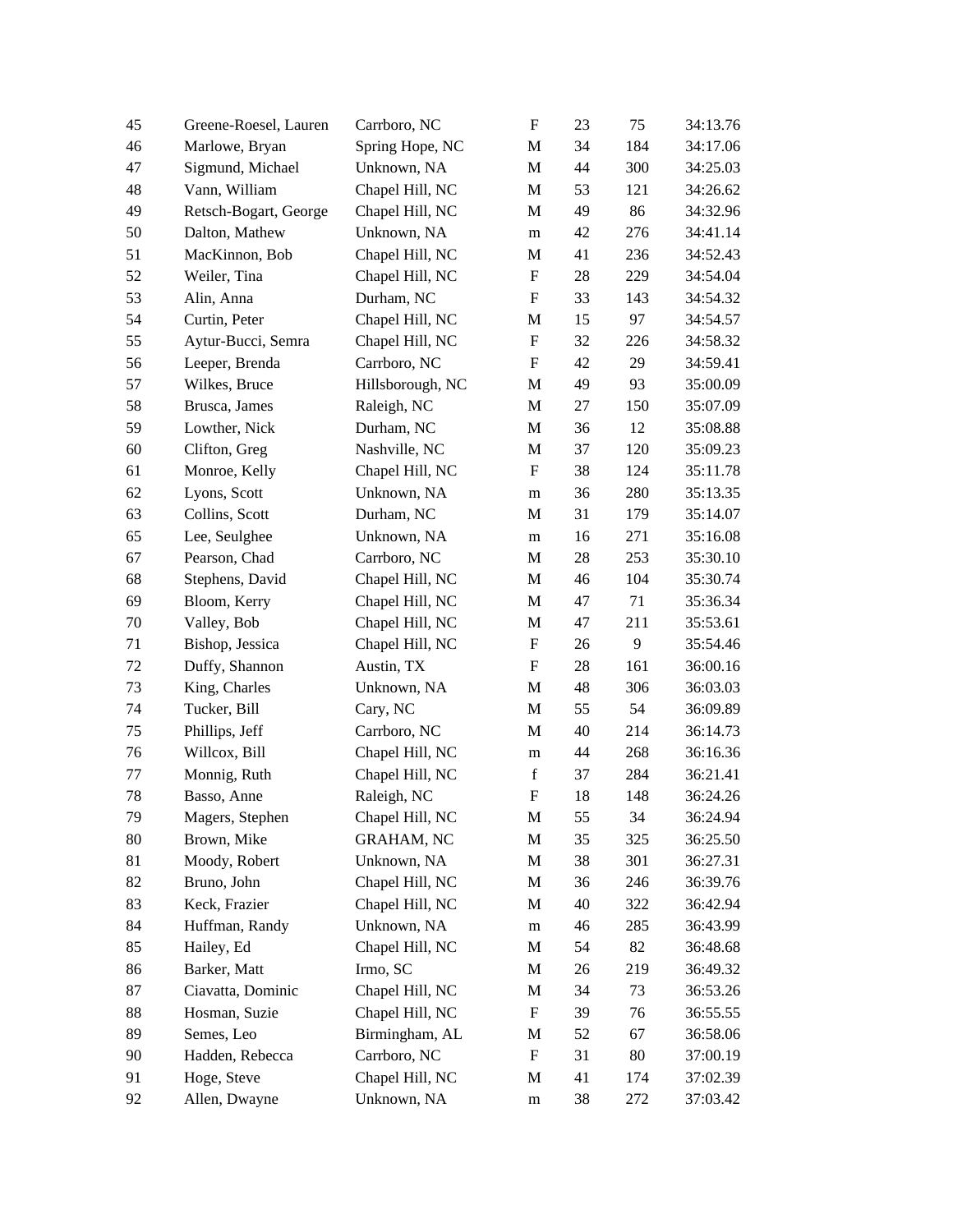| | | | | | | |
|---|---|---|---|---|---|---|
| 45 | Greene-Roesel, Lauren | Carrboro, NC | F | 23 | 75 | 34:13.76 |
| 46 | Marlowe, Bryan | Spring Hope, NC | M | 34 | 184 | 34:17.06 |
| 47 | Sigmund, Michael | Unknown, NA | M | 44 | 300 | 34:25.03 |
| 48 | Vann, William | Chapel Hill, NC | M | 53 | 121 | 34:26.62 |
| 49 | Retsch-Bogart, George | Chapel Hill, NC | M | 49 | 86 | 34:32.96 |
| 50 | Dalton, Mathew | Unknown, NA | m | 42 | 276 | 34:41.14 |
| 51 | MacKinnon, Bob | Chapel Hill, NC | M | 41 | 236 | 34:52.43 |
| 52 | Weiler, Tina | Chapel Hill, NC | F | 28 | 229 | 34:54.04 |
| 53 | Alin, Anna | Durham, NC | F | 33 | 143 | 34:54.32 |
| 54 | Curtin, Peter | Chapel Hill, NC | M | 15 | 97 | 34:54.57 |
| 55 | Aytur-Bucci, Semra | Chapel Hill, NC | F | 32 | 226 | 34:58.32 |
| 56 | Leeper, Brenda | Carrboro, NC | F | 42 | 29 | 34:59.41 |
| 57 | Wilkes, Bruce | Hillsborough, NC | M | 49 | 93 | 35:00.09 |
| 58 | Brusca, James | Raleigh, NC | M | 27 | 150 | 35:07.09 |
| 59 | Lowther, Nick | Durham, NC | M | 36 | 12 | 35:08.88 |
| 60 | Clifton, Greg | Nashville, NC | M | 37 | 120 | 35:09.23 |
| 61 | Monroe, Kelly | Chapel Hill, NC | F | 38 | 124 | 35:11.78 |
| 62 | Lyons, Scott | Unknown, NA | m | 36 | 280 | 35:13.35 |
| 63 | Collins, Scott | Durham, NC | M | 31 | 179 | 35:14.07 |
| 65 | Lee, Seulghee | Unknown, NA | m | 16 | 271 | 35:16.08 |
| 67 | Pearson, Chad | Carrboro, NC | M | 28 | 253 | 35:30.10 |
| 68 | Stephens, David | Chapel Hill, NC | M | 46 | 104 | 35:30.74 |
| 69 | Bloom, Kerry | Chapel Hill, NC | M | 47 | 71 | 35:36.34 |
| 70 | Valley, Bob | Chapel Hill, NC | M | 47 | 211 | 35:53.61 |
| 71 | Bishop, Jessica | Chapel Hill, NC | F | 26 | 9 | 35:54.46 |
| 72 | Duffy, Shannon | Austin, TX | F | 28 | 161 | 36:00.16 |
| 73 | King, Charles | Unknown, NA | M | 48 | 306 | 36:03.03 |
| 74 | Tucker, Bill | Cary, NC | M | 55 | 54 | 36:09.89 |
| 75 | Phillips, Jeff | Carrboro, NC | M | 40 | 214 | 36:14.73 |
| 76 | Willcox, Bill | Chapel Hill, NC | m | 44 | 268 | 36:16.36 |
| 77 | Monnig, Ruth | Chapel Hill, NC | f | 37 | 284 | 36:21.41 |
| 78 | Basso, Anne | Raleigh, NC | F | 18 | 148 | 36:24.26 |
| 79 | Magers, Stephen | Chapel Hill, NC | M | 55 | 34 | 36:24.94 |
| 80 | Brown, Mike | GRAHAM, NC | M | 35 | 325 | 36:25.50 |
| 81 | Moody, Robert | Unknown, NA | M | 38 | 301 | 36:27.31 |
| 82 | Bruno, John | Chapel Hill, NC | M | 36 | 246 | 36:39.76 |
| 83 | Keck, Frazier | Chapel Hill, NC | M | 40 | 322 | 36:42.94 |
| 84 | Huffman, Randy | Unknown, NA | m | 46 | 285 | 36:43.99 |
| 85 | Hailey, Ed | Chapel Hill, NC | M | 54 | 82 | 36:48.68 |
| 86 | Barker, Matt | Irmo, SC | M | 26 | 219 | 36:49.32 |
| 87 | Ciavatta, Dominic | Chapel Hill, NC | M | 34 | 73 | 36:53.26 |
| 88 | Hosman, Suzie | Chapel Hill, NC | F | 39 | 76 | 36:55.55 |
| 89 | Semes, Leo | Birmingham, AL | M | 52 | 67 | 36:58.06 |
| 90 | Hadden, Rebecca | Carrboro, NC | F | 31 | 80 | 37:00.19 |
| 91 | Hoge, Steve | Chapel Hill, NC | M | 41 | 174 | 37:02.39 |
| 92 | Allen, Dwayne | Unknown, NA | m | 38 | 272 | 37:03.42 |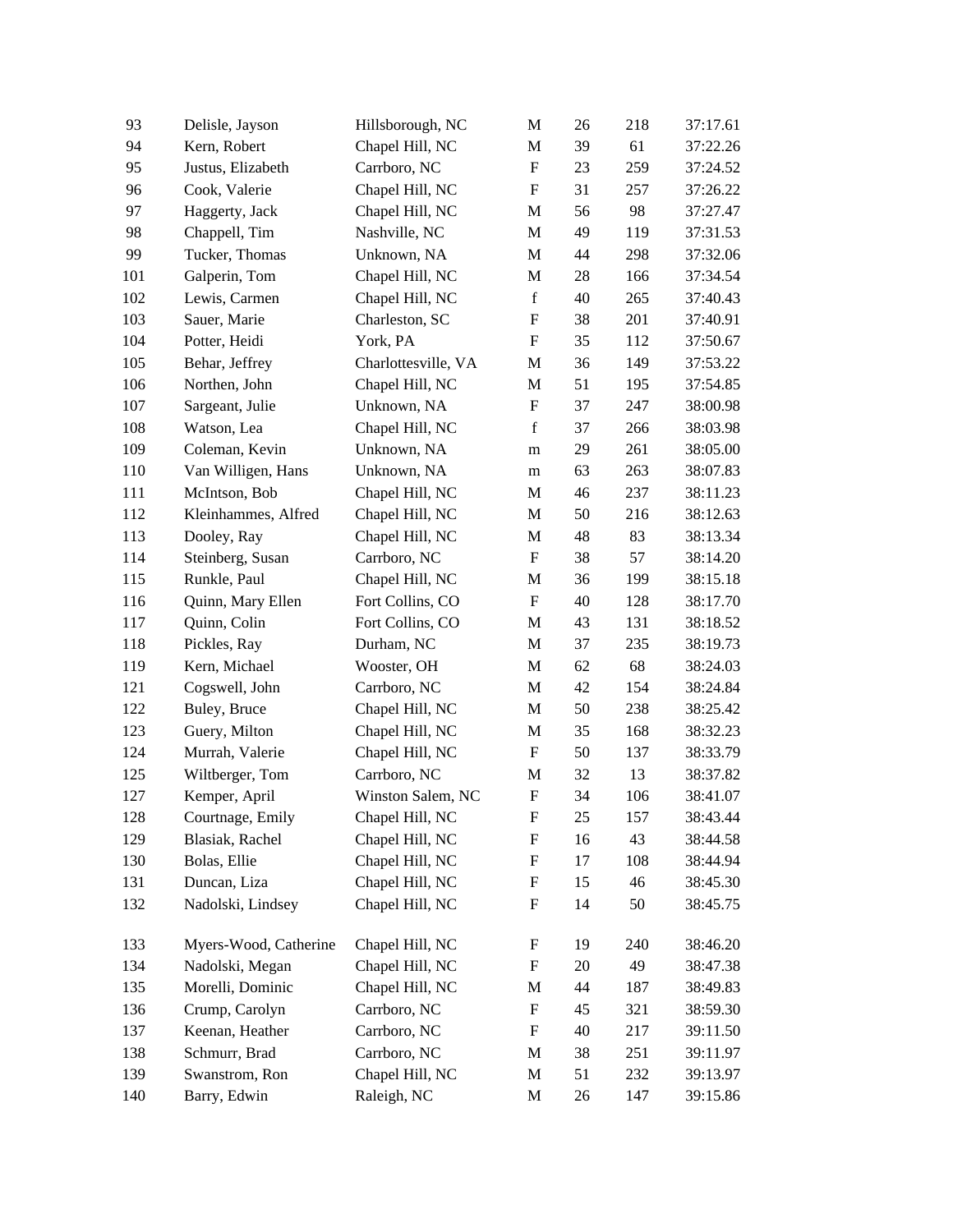| | | | | | | |
|---|---|---|---|---|---|---|
| 93 | Delisle, Jayson | Hillsborough, NC | M | 26 | 218 | 37:17.61 |
| 94 | Kern, Robert | Chapel Hill, NC | M | 39 | 61 | 37:22.26 |
| 95 | Justus, Elizabeth | Carrboro, NC | F | 23 | 259 | 37:24.52 |
| 96 | Cook, Valerie | Chapel Hill, NC | F | 31 | 257 | 37:26.22 |
| 97 | Haggerty, Jack | Chapel Hill, NC | M | 56 | 98 | 37:27.47 |
| 98 | Chappell, Tim | Nashville, NC | M | 49 | 119 | 37:31.53 |
| 99 | Tucker, Thomas | Unknown, NA | M | 44 | 298 | 37:32.06 |
| 101 | Galperin, Tom | Chapel Hill, NC | M | 28 | 166 | 37:34.54 |
| 102 | Lewis, Carmen | Chapel Hill, NC | f | 40 | 265 | 37:40.43 |
| 103 | Sauer, Marie | Charleston, SC | F | 38 | 201 | 37:40.91 |
| 104 | Potter, Heidi | York, PA | F | 35 | 112 | 37:50.67 |
| 105 | Behar, Jeffrey | Charlottesville, VA | M | 36 | 149 | 37:53.22 |
| 106 | Northen, John | Chapel Hill, NC | M | 51 | 195 | 37:54.85 |
| 107 | Sargeant, Julie | Unknown, NA | F | 37 | 247 | 38:00.98 |
| 108 | Watson, Lea | Chapel Hill, NC | f | 37 | 266 | 38:03.98 |
| 109 | Coleman, Kevin | Unknown, NA | m | 29 | 261 | 38:05.00 |
| 110 | Van Willigen, Hans | Unknown, NA | m | 63 | 263 | 38:07.83 |
| 111 | McIntson, Bob | Chapel Hill, NC | M | 46 | 237 | 38:11.23 |
| 112 | Kleinhammes, Alfred | Chapel Hill, NC | M | 50 | 216 | 38:12.63 |
| 113 | Dooley, Ray | Chapel Hill, NC | M | 48 | 83 | 38:13.34 |
| 114 | Steinberg, Susan | Carrboro, NC | F | 38 | 57 | 38:14.20 |
| 115 | Runkle, Paul | Chapel Hill, NC | M | 36 | 199 | 38:15.18 |
| 116 | Quinn, Mary Ellen | Fort Collins, CO | F | 40 | 128 | 38:17.70 |
| 117 | Quinn, Colin | Fort Collins, CO | M | 43 | 131 | 38:18.52 |
| 118 | Pickles, Ray | Durham, NC | M | 37 | 235 | 38:19.73 |
| 119 | Kern, Michael | Wooster, OH | M | 62 | 68 | 38:24.03 |
| 121 | Cogswell, John | Carrboro, NC | M | 42 | 154 | 38:24.84 |
| 122 | Buley, Bruce | Chapel Hill, NC | M | 50 | 238 | 38:25.42 |
| 123 | Guery, Milton | Chapel Hill, NC | M | 35 | 168 | 38:32.23 |
| 124 | Murrah, Valerie | Chapel Hill, NC | F | 50 | 137 | 38:33.79 |
| 125 | Wiltberger, Tom | Carrboro, NC | M | 32 | 13 | 38:37.82 |
| 127 | Kemper, April | Winston Salem, NC | F | 34 | 106 | 38:41.07 |
| 128 | Courtnage, Emily | Chapel Hill, NC | F | 25 | 157 | 38:43.44 |
| 129 | Blasiak, Rachel | Chapel Hill, NC | F | 16 | 43 | 38:44.58 |
| 130 | Bolas, Ellie | Chapel Hill, NC | F | 17 | 108 | 38:44.94 |
| 131 | Duncan, Liza | Chapel Hill, NC | F | 15 | 46 | 38:45.30 |
| 132 | Nadolski, Lindsey | Chapel Hill, NC | F | 14 | 50 | 38:45.75 |
| 133 | Myers-Wood, Catherine | Chapel Hill, NC | F | 19 | 240 | 38:46.20 |
| 134 | Nadolski, Megan | Chapel Hill, NC | F | 20 | 49 | 38:47.38 |
| 135 | Morelli, Dominic | Chapel Hill, NC | M | 44 | 187 | 38:49.83 |
| 136 | Crump, Carolyn | Carrboro, NC | F | 45 | 321 | 38:59.30 |
| 137 | Keenan, Heather | Carrboro, NC | F | 40 | 217 | 39:11.50 |
| 138 | Schmurr, Brad | Carrboro, NC | M | 38 | 251 | 39:11.97 |
| 139 | Swanstrom, Ron | Chapel Hill, NC | M | 51 | 232 | 39:13.97 |
| 140 | Barry, Edwin | Raleigh, NC | M | 26 | 147 | 39:15.86 |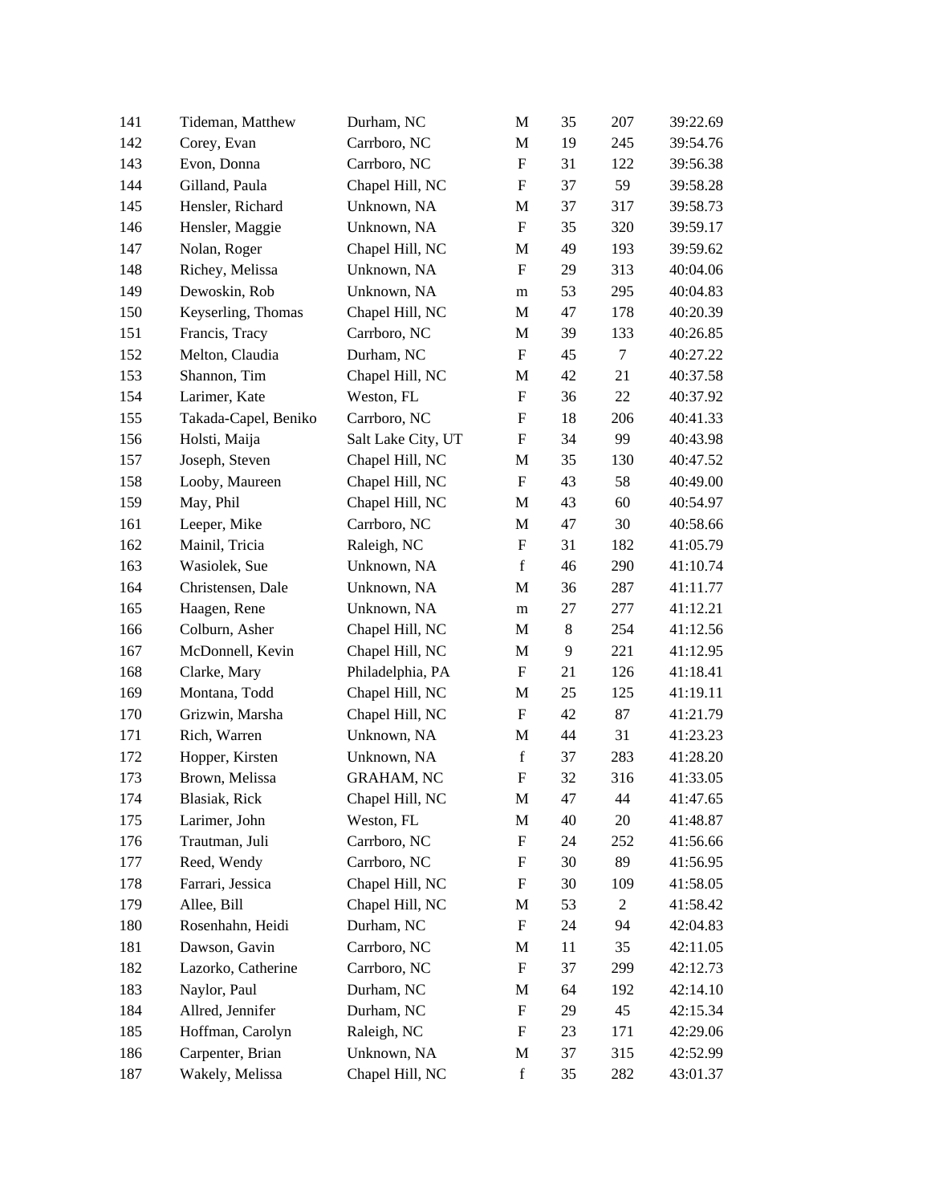| | | | | | | |
|---|---|---|---|---|---|---|
| 141 | Tideman, Matthew | Durham, NC | M | 35 | 207 | 39:22.69 |
| 142 | Corey, Evan | Carrboro, NC | M | 19 | 245 | 39:54.76 |
| 143 | Evon, Donna | Carrboro, NC | F | 31 | 122 | 39:56.38 |
| 144 | Gilland, Paula | Chapel Hill, NC | F | 37 | 59 | 39:58.28 |
| 145 | Hensler, Richard | Unknown, NA | M | 37 | 317 | 39:58.73 |
| 146 | Hensler, Maggie | Unknown, NA | F | 35 | 320 | 39:59.17 |
| 147 | Nolan, Roger | Chapel Hill, NC | M | 49 | 193 | 39:59.62 |
| 148 | Richey, Melissa | Unknown, NA | F | 29 | 313 | 40:04.06 |
| 149 | Dewoskin, Rob | Unknown, NA | m | 53 | 295 | 40:04.83 |
| 150 | Keyserling, Thomas | Chapel Hill, NC | M | 47 | 178 | 40:20.39 |
| 151 | Francis, Tracy | Carrboro, NC | M | 39 | 133 | 40:26.85 |
| 152 | Melton, Claudia | Durham, NC | F | 45 | 7 | 40:27.22 |
| 153 | Shannon, Tim | Chapel Hill, NC | M | 42 | 21 | 40:37.58 |
| 154 | Larimer, Kate | Weston, FL | F | 36 | 22 | 40:37.92 |
| 155 | Takada-Capel, Beniko | Carrboro, NC | F | 18 | 206 | 40:41.33 |
| 156 | Holsti, Maija | Salt Lake City, UT | F | 34 | 99 | 40:43.98 |
| 157 | Joseph, Steven | Chapel Hill, NC | M | 35 | 130 | 40:47.52 |
| 158 | Looby, Maureen | Chapel Hill, NC | F | 43 | 58 | 40:49.00 |
| 159 | May, Phil | Chapel Hill, NC | M | 43 | 60 | 40:54.97 |
| 161 | Leeper, Mike | Carrboro, NC | M | 47 | 30 | 40:58.66 |
| 162 | Mainil, Tricia | Raleigh, NC | F | 31 | 182 | 41:05.79 |
| 163 | Wasiolek, Sue | Unknown, NA | f | 46 | 290 | 41:10.74 |
| 164 | Christensen, Dale | Unknown, NA | M | 36 | 287 | 41:11.77 |
| 165 | Haagen, Rene | Unknown, NA | m | 27 | 277 | 41:12.21 |
| 166 | Colburn, Asher | Chapel Hill, NC | M | 8 | 254 | 41:12.56 |
| 167 | McDonnell, Kevin | Chapel Hill, NC | M | 9 | 221 | 41:12.95 |
| 168 | Clarke, Mary | Philadelphia, PA | F | 21 | 126 | 41:18.41 |
| 169 | Montana, Todd | Chapel Hill, NC | M | 25 | 125 | 41:19.11 |
| 170 | Grizwin, Marsha | Chapel Hill, NC | F | 42 | 87 | 41:21.79 |
| 171 | Rich, Warren | Unknown, NA | M | 44 | 31 | 41:23.23 |
| 172 | Hopper, Kirsten | Unknown, NA | f | 37 | 283 | 41:28.20 |
| 173 | Brown, Melissa | GRAHAM, NC | F | 32 | 316 | 41:33.05 |
| 174 | Blasiak, Rick | Chapel Hill, NC | M | 47 | 44 | 41:47.65 |
| 175 | Larimer, John | Weston, FL | M | 40 | 20 | 41:48.87 |
| 176 | Trautman, Juli | Carrboro, NC | F | 24 | 252 | 41:56.66 |
| 177 | Reed, Wendy | Carrboro, NC | F | 30 | 89 | 41:56.95 |
| 178 | Farrari, Jessica | Chapel Hill, NC | F | 30 | 109 | 41:58.05 |
| 179 | Allee, Bill | Chapel Hill, NC | M | 53 | 2 | 41:58.42 |
| 180 | Rosenhahn, Heidi | Durham, NC | F | 24 | 94 | 42:04.83 |
| 181 | Dawson, Gavin | Carrboro, NC | M | 11 | 35 | 42:11.05 |
| 182 | Lazorko, Catherine | Carrboro, NC | F | 37 | 299 | 42:12.73 |
| 183 | Naylor, Paul | Durham, NC | M | 64 | 192 | 42:14.10 |
| 184 | Allred, Jennifer | Durham, NC | F | 29 | 45 | 42:15.34 |
| 185 | Hoffman, Carolyn | Raleigh, NC | F | 23 | 171 | 42:29.06 |
| 186 | Carpenter, Brian | Unknown, NA | M | 37 | 315 | 42:52.99 |
| 187 | Wakely, Melissa | Chapel Hill, NC | f | 35 | 282 | 43:01.37 |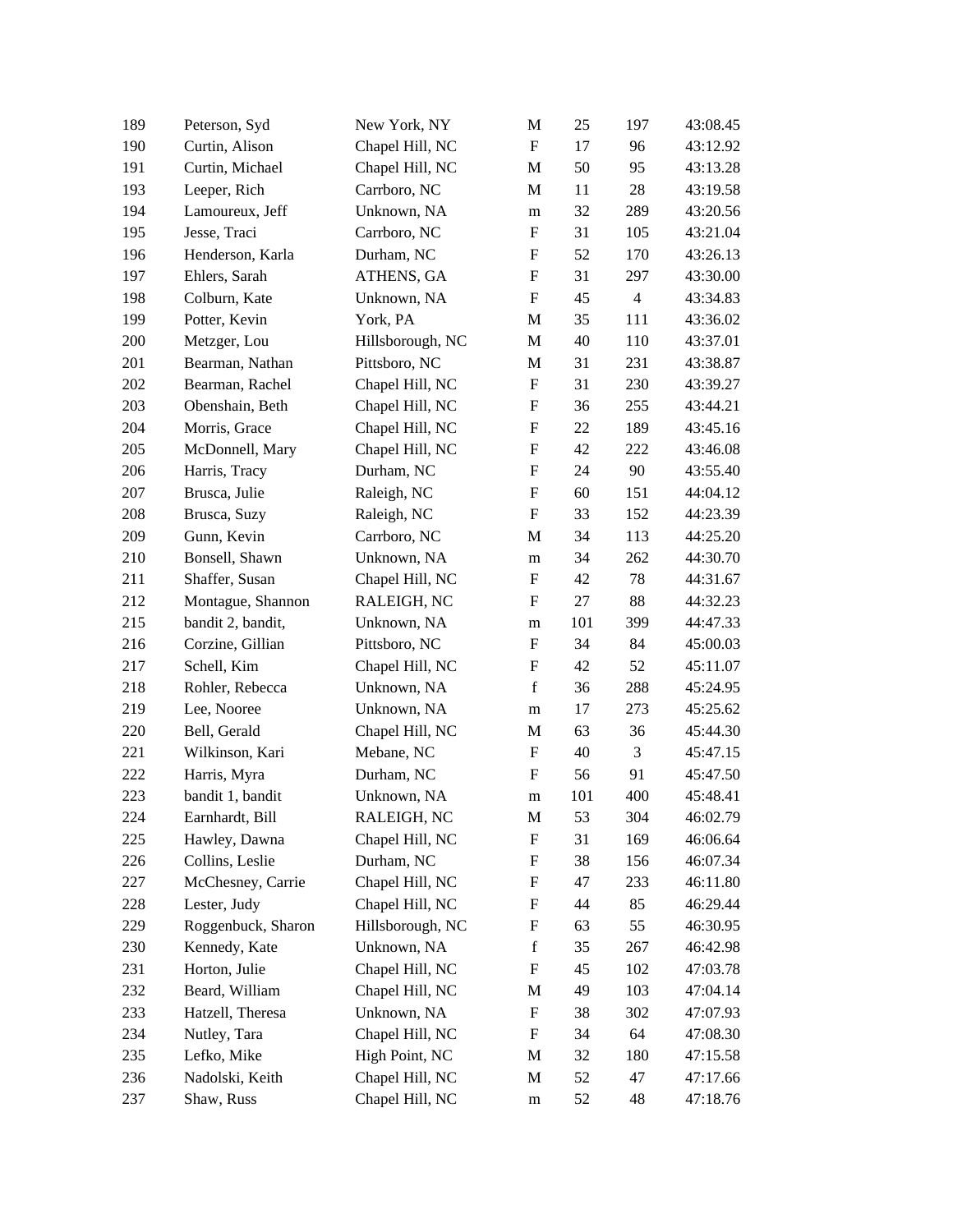| | | | | | | |
|---|---|---|---|---|---|---|
| 189 | Peterson, Syd | New York, NY | M | 25 | 197 | 43:08.45 |
| 190 | Curtin, Alison | Chapel Hill, NC | F | 17 | 96 | 43:12.92 |
| 191 | Curtin, Michael | Chapel Hill, NC | M | 50 | 95 | 43:13.28 |
| 193 | Leeper, Rich | Carrboro, NC | M | 11 | 28 | 43:19.58 |
| 194 | Lamoureux, Jeff | Unknown, NA | m | 32 | 289 | 43:20.56 |
| 195 | Jesse, Traci | Carrboro, NC | F | 31 | 105 | 43:21.04 |
| 196 | Henderson, Karla | Durham, NC | F | 52 | 170 | 43:26.13 |
| 197 | Ehlers, Sarah | ATHENS, GA | F | 31 | 297 | 43:30.00 |
| 198 | Colburn, Kate | Unknown, NA | F | 45 | 4 | 43:34.83 |
| 199 | Potter, Kevin | York, PA | M | 35 | 111 | 43:36.02 |
| 200 | Metzger, Lou | Hillsborough, NC | M | 40 | 110 | 43:37.01 |
| 201 | Bearman, Nathan | Pittsboro, NC | M | 31 | 231 | 43:38.87 |
| 202 | Bearman, Rachel | Chapel Hill, NC | F | 31 | 230 | 43:39.27 |
| 203 | Obenshain, Beth | Chapel Hill, NC | F | 36 | 255 | 43:44.21 |
| 204 | Morris, Grace | Chapel Hill, NC | F | 22 | 189 | 43:45.16 |
| 205 | McDonnell, Mary | Chapel Hill, NC | F | 42 | 222 | 43:46.08 |
| 206 | Harris, Tracy | Durham, NC | F | 24 | 90 | 43:55.40 |
| 207 | Brusca, Julie | Raleigh, NC | F | 60 | 151 | 44:04.12 |
| 208 | Brusca, Suzy | Raleigh, NC | F | 33 | 152 | 44:23.39 |
| 209 | Gunn, Kevin | Carrboro, NC | M | 34 | 113 | 44:25.20 |
| 210 | Bonsell, Shawn | Unknown, NA | m | 34 | 262 | 44:30.70 |
| 211 | Shaffer, Susan | Chapel Hill, NC | F | 42 | 78 | 44:31.67 |
| 212 | Montague, Shannon | RALEIGH, NC | F | 27 | 88 | 44:32.23 |
| 215 | bandit 2, bandit, | Unknown, NA | m | 101 | 399 | 44:47.33 |
| 216 | Corzine, Gillian | Pittsboro, NC | F | 34 | 84 | 45:00.03 |
| 217 | Schell, Kim | Chapel Hill, NC | F | 42 | 52 | 45:11.07 |
| 218 | Rohler, Rebecca | Unknown, NA | f | 36 | 288 | 45:24.95 |
| 219 | Lee, Nooree | Unknown, NA | m | 17 | 273 | 45:25.62 |
| 220 | Bell, Gerald | Chapel Hill, NC | M | 63 | 36 | 45:44.30 |
| 221 | Wilkinson, Kari | Mebane, NC | F | 40 | 3 | 45:47.15 |
| 222 | Harris, Myra | Durham, NC | F | 56 | 91 | 45:47.50 |
| 223 | bandit 1, bandit | Unknown, NA | m | 101 | 400 | 45:48.41 |
| 224 | Earnhardt, Bill | RALEIGH, NC | M | 53 | 304 | 46:02.79 |
| 225 | Hawley, Dawna | Chapel Hill, NC | F | 31 | 169 | 46:06.64 |
| 226 | Collins, Leslie | Durham, NC | F | 38 | 156 | 46:07.34 |
| 227 | McChesney, Carrie | Chapel Hill, NC | F | 47 | 233 | 46:11.80 |
| 228 | Lester, Judy | Chapel Hill, NC | F | 44 | 85 | 46:29.44 |
| 229 | Roggenbuck, Sharon | Hillsborough, NC | F | 63 | 55 | 46:30.95 |
| 230 | Kennedy, Kate | Unknown, NA | f | 35 | 267 | 46:42.98 |
| 231 | Horton, Julie | Chapel Hill, NC | F | 45 | 102 | 47:03.78 |
| 232 | Beard, William | Chapel Hill, NC | M | 49 | 103 | 47:04.14 |
| 233 | Hatzell, Theresa | Unknown, NA | F | 38 | 302 | 47:07.93 |
| 234 | Nutley, Tara | Chapel Hill, NC | F | 34 | 64 | 47:08.30 |
| 235 | Lefko, Mike | High Point, NC | M | 32 | 180 | 47:15.58 |
| 236 | Nadolski, Keith | Chapel Hill, NC | M | 52 | 47 | 47:17.66 |
| 237 | Shaw, Russ | Chapel Hill, NC | m | 52 | 48 | 47:18.76 |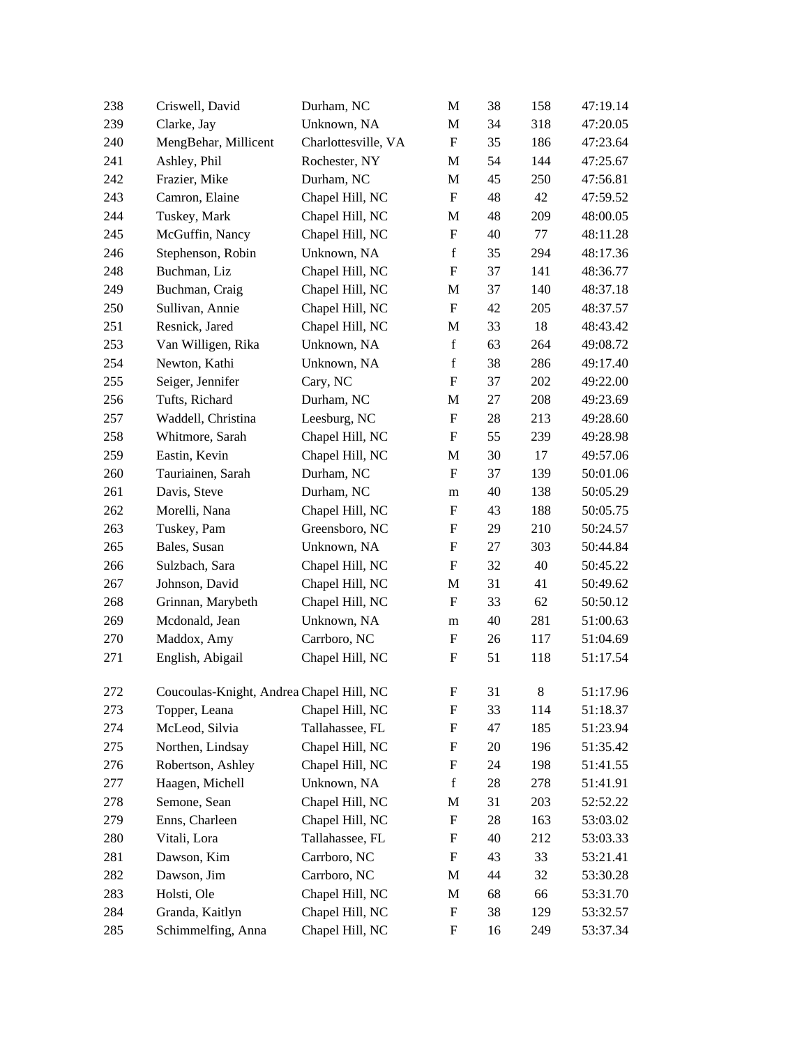| 238 | Criswell, David | Durham, NC | M | 38 | 158 | 47:19.14 |
|---|---|---|---|---|---|---|
| 239 | Clarke, Jay | Unknown, NA | M | 34 | 318 | 47:20.05 |
| 240 | MengBehar, Millicent | Charlottesville, VA | F | 35 | 186 | 47:23.64 |
| 241 | Ashley, Phil | Rochester, NY | M | 54 | 144 | 47:25.67 |
| 242 | Frazier, Mike | Durham, NC | M | 45 | 250 | 47:56.81 |
| 243 | Camron, Elaine | Chapel Hill, NC | F | 48 | 42 | 47:59.52 |
| 244 | Tuskey, Mark | Chapel Hill, NC | M | 48 | 209 | 48:00.05 |
| 245 | McGuffin, Nancy | Chapel Hill, NC | F | 40 | 77 | 48:11.28 |
| 246 | Stephenson, Robin | Unknown, NA | f | 35 | 294 | 48:17.36 |
| 248 | Buchman, Liz | Chapel Hill, NC | F | 37 | 141 | 48:36.77 |
| 249 | Buchman, Craig | Chapel Hill, NC | M | 37 | 140 | 48:37.18 |
| 250 | Sullivan, Annie | Chapel Hill, NC | F | 42 | 205 | 48:37.57 |
| 251 | Resnick, Jared | Chapel Hill, NC | M | 33 | 18 | 48:43.42 |
| 253 | Van Willigen, Rika | Unknown, NA | f | 63 | 264 | 49:08.72 |
| 254 | Newton, Kathi | Unknown, NA | f | 38 | 286 | 49:17.40 |
| 255 | Seiger, Jennifer | Cary, NC | F | 37 | 202 | 49:22.00 |
| 256 | Tufts, Richard | Durham, NC | M | 27 | 208 | 49:23.69 |
| 257 | Waddell, Christina | Leesburg, NC | F | 28 | 213 | 49:28.60 |
| 258 | Whitmore, Sarah | Chapel Hill, NC | F | 55 | 239 | 49:28.98 |
| 259 | Eastin, Kevin | Chapel Hill, NC | M | 30 | 17 | 49:57.06 |
| 260 | Tauriainen, Sarah | Durham, NC | F | 37 | 139 | 50:01.06 |
| 261 | Davis, Steve | Durham, NC | m | 40 | 138 | 50:05.29 |
| 262 | Morelli, Nana | Chapel Hill, NC | F | 43 | 188 | 50:05.75 |
| 263 | Tuskey, Pam | Greensboro, NC | F | 29 | 210 | 50:24.57 |
| 265 | Bales, Susan | Unknown, NA | F | 27 | 303 | 50:44.84 |
| 266 | Sulzbach, Sara | Chapel Hill, NC | F | 32 | 40 | 50:45.22 |
| 267 | Johnson, David | Chapel Hill, NC | M | 31 | 41 | 50:49.62 |
| 268 | Grinnan, Marybeth | Chapel Hill, NC | F | 33 | 62 | 50:50.12 |
| 269 | Mcdonald, Jean | Unknown, NA | m | 40 | 281 | 51:00.63 |
| 270 | Maddox, Amy | Carrboro, NC | F | 26 | 117 | 51:04.69 |
| 271 | English, Abigail | Chapel Hill, NC | F | 51 | 118 | 51:17.54 |
| 272 | Coucoulas-Knight, Andrea | Chapel Hill, NC | F | 31 | 8 | 51:17.96 |
| 273 | Topper, Leana | Chapel Hill, NC | F | 33 | 114 | 51:18.37 |
| 274 | McLeod, Silvia | Tallahassee, FL | F | 47 | 185 | 51:23.94 |
| 275 | Northen, Lindsay | Chapel Hill, NC | F | 20 | 196 | 51:35.42 |
| 276 | Robertson, Ashley | Chapel Hill, NC | F | 24 | 198 | 51:41.55 |
| 277 | Haagen, Michell | Unknown, NA | f | 28 | 278 | 51:41.91 |
| 278 | Semone, Sean | Chapel Hill, NC | M | 31 | 203 | 52:52.22 |
| 279 | Enns, Charleen | Chapel Hill, NC | F | 28 | 163 | 53:03.02 |
| 280 | Vitali, Lora | Tallahassee, FL | F | 40 | 212 | 53:03.33 |
| 281 | Dawson, Kim | Carrboro, NC | F | 43 | 33 | 53:21.41 |
| 282 | Dawson, Jim | Carrboro, NC | M | 44 | 32 | 53:30.28 |
| 283 | Holsti, Ole | Chapel Hill, NC | M | 68 | 66 | 53:31.70 |
| 284 | Granda, Kaitlyn | Chapel Hill, NC | F | 38 | 129 | 53:32.57 |
| 285 | Schimmelfing, Anna | Chapel Hill, NC | F | 16 | 249 | 53:37.34 |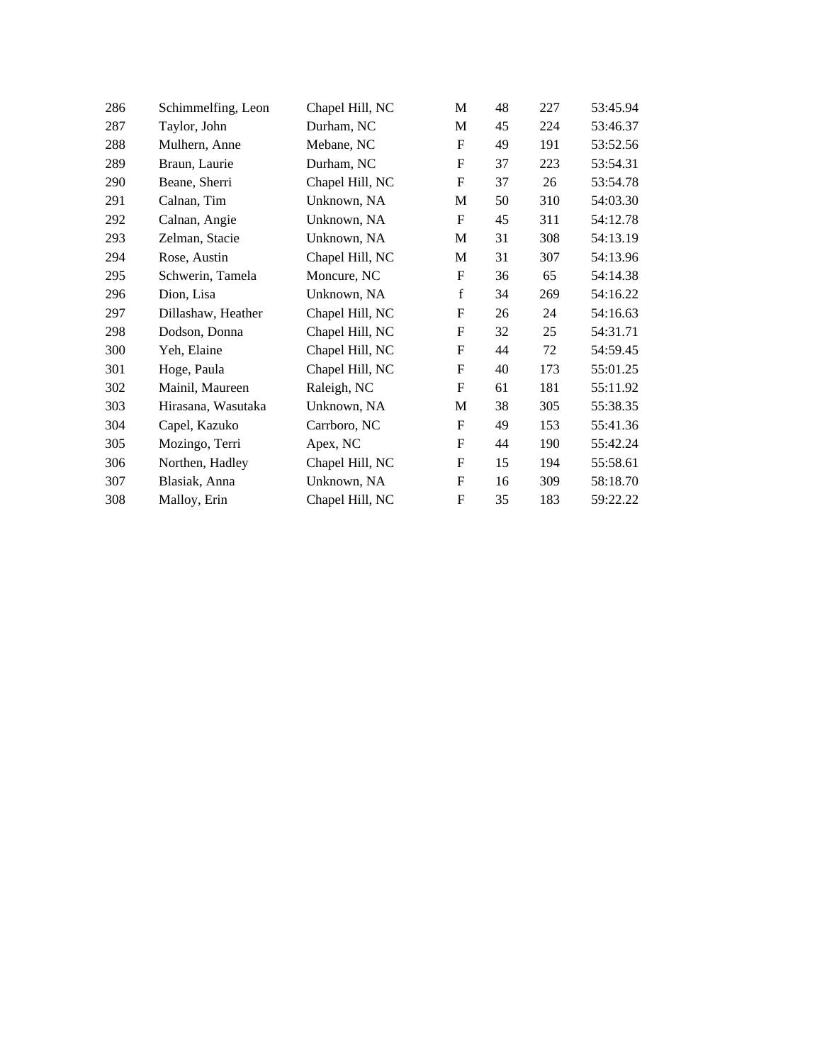| | | | | | | |
|---|---|---|---|---|---|---|
| 286 | Schimmelfing, Leon | Chapel Hill, NC | M | 48 | 227 | 53:45.94 |
| 287 | Taylor, John | Durham, NC | M | 45 | 224 | 53:46.37 |
| 288 | Mulhern, Anne | Mebane, NC | F | 49 | 191 | 53:52.56 |
| 289 | Braun, Laurie | Durham, NC | F | 37 | 223 | 53:54.31 |
| 290 | Beane, Sherri | Chapel Hill, NC | F | 37 | 26 | 53:54.78 |
| 291 | Calnan, Tim | Unknown, NA | M | 50 | 310 | 54:03.30 |
| 292 | Calnan, Angie | Unknown, NA | F | 45 | 311 | 54:12.78 |
| 293 | Zelman, Stacie | Unknown, NA | M | 31 | 308 | 54:13.19 |
| 294 | Rose, Austin | Chapel Hill, NC | M | 31 | 307 | 54:13.96 |
| 295 | Schwerin, Tamela | Moncure, NC | F | 36 | 65 | 54:14.38 |
| 296 | Dion, Lisa | Unknown, NA | f | 34 | 269 | 54:16.22 |
| 297 | Dillashaw, Heather | Chapel Hill, NC | F | 26 | 24 | 54:16.63 |
| 298 | Dodson, Donna | Chapel Hill, NC | F | 32 | 25 | 54:31.71 |
| 300 | Yeh, Elaine | Chapel Hill, NC | F | 44 | 72 | 54:59.45 |
| 301 | Hoge, Paula | Chapel Hill, NC | F | 40 | 173 | 55:01.25 |
| 302 | Mainil, Maureen | Raleigh, NC | F | 61 | 181 | 55:11.92 |
| 303 | Hirasana, Wasutaka | Unknown, NA | M | 38 | 305 | 55:38.35 |
| 304 | Capel, Kazuko | Carrboro, NC | F | 49 | 153 | 55:41.36 |
| 305 | Mozingo, Terri | Apex, NC | F | 44 | 190 | 55:42.24 |
| 306 | Northen, Hadley | Chapel Hill, NC | F | 15 | 194 | 55:58.61 |
| 307 | Blasiak, Anna | Unknown, NA | F | 16 | 309 | 58:18.70 |
| 308 | Malloy, Erin | Chapel Hill, NC | F | 35 | 183 | 59:22.22 |